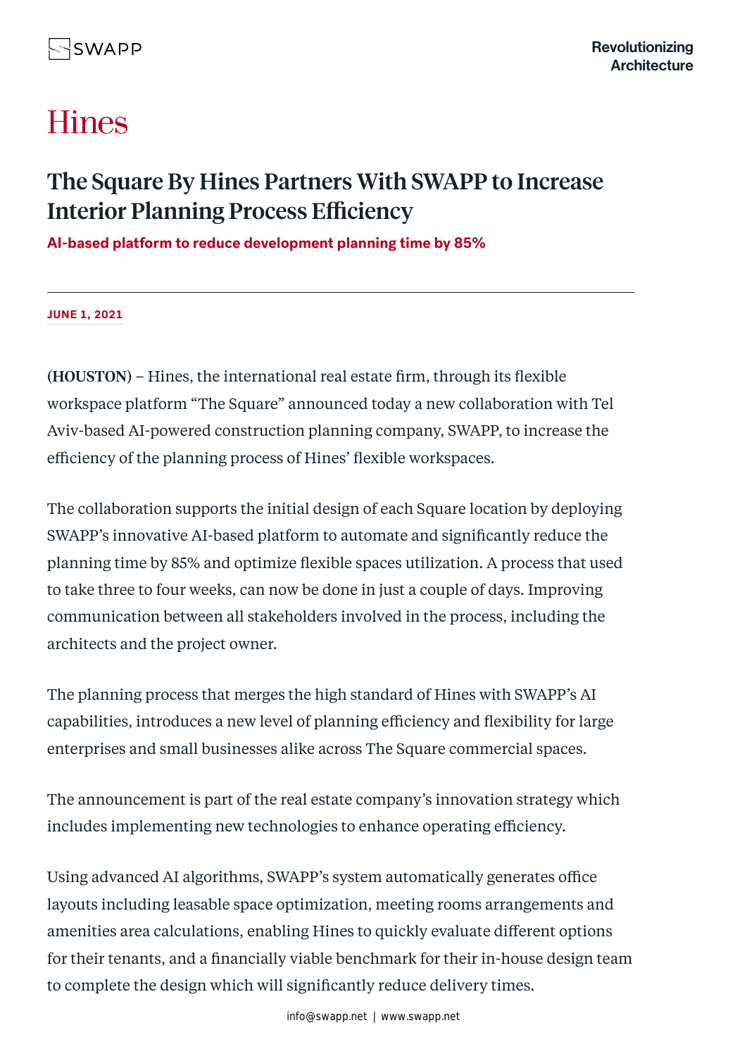# Hines

## The Square By Hines Partners With SWAPP to Increase Interior Planning Process Efficiency

**AI-based platform to reduce development planning time by 85%**

---

**JUNE 1, 2021**

**(HOUSTON)** – Hines, the international real estate firm, through its flexible workspace platform “The Square” announced today a new collaboration with Tel Aviv-based AI-powered construction planning company, SWAPP, to increase the efficiency of the planning process of Hines’ flexible workspaces.

The collaboration supports the initial design of each Square location by deploying SWAPP’s innovative AI-based platform to automate and significantly reduce the planning time by 85% and optimize flexible spaces utilization. A process that used to take three to four weeks, can now be done in just a couple of days. Improving communication between all stakeholders involved in the process, including the architects and the project owner.

The planning process that merges the high standard of Hines with SWAPP’s AI capabilities, introduces a new level of planning efficiency and flexibility for large enterprises and small businesses alike across The Square commercial spaces.

The announcement is part of the real estate company’s innovation strategy which includes implementing new technologies to enhance operating efficiency.

Using advanced AI algorithms, SWAPP’s system automatically generates office layouts including leasable space optimization, meeting rooms arrangements and amenities area calculations, enabling Hines to quickly evaluate different options for their tenants, and a financially viable benchmark for their in-house design team to complete the design which will significantly reduce delivery times.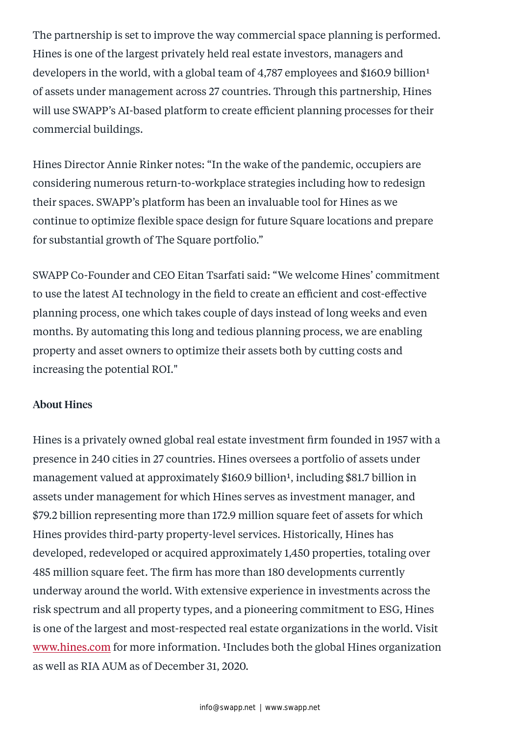The partnership is set to improve the way commercial space planning is performed. Hines is one of the largest privately held real estate investors, managers and developers in the world, with a global team of 4,787 employees and $160.9 billion[1] of assets under management across 27 countries. Through this partnership, Hines will use SWAPP's AI-based platform to create efficient planning processes for their commercial buildings.

Hines Director Annie Rinker notes: "In the wake of the pandemic, occupiers are considering numerous return-to-workplace strategies including how to redesign their spaces. SWAPP's platform has been an invaluable tool for Hines as we continue to optimize flexible space design for future Square locations and prepare for substantial growth of The Square portfolio."

SWAPP Co-Founder and CEO Eitan Tsarfati said: "We welcome Hines' commitment to use the latest AI technology in the field to create an efficient and cost-effective planning process, one which takes couple of days instead of long weeks and even months. By automating this long and tedious planning process, we are enabling property and asset owners to optimize their assets both by cutting costs and increasing the potential ROI."

**About Hines**

Hines is a privately owned global real estate investment firm founded in 1957 with a presence in 240 cities in 27 countries. Hines oversees a portfolio of assets under management valued at approximately $160.9 billion[1], including $81.7 billion in assets under management for which Hines serves as investment manager, and $79.2 billion representing more than 172.9 million square feet of assets for which Hines provides third-party property-level services. Historically, Hines has developed, redeveloped or acquired approximately 1,450 properties, totaling over 485 million square feet. The firm has more than 180 developments currently underway around the world. With extensive experience in investments across the risk spectrum and all property types, and a pioneering commitment to ESG, Hines is one of the largest and most-respected real estate organizations in the world. Visit www.hines.com for more information. [1]Includes both the global Hines organization as well as RIA AUM as of December 31, 2020.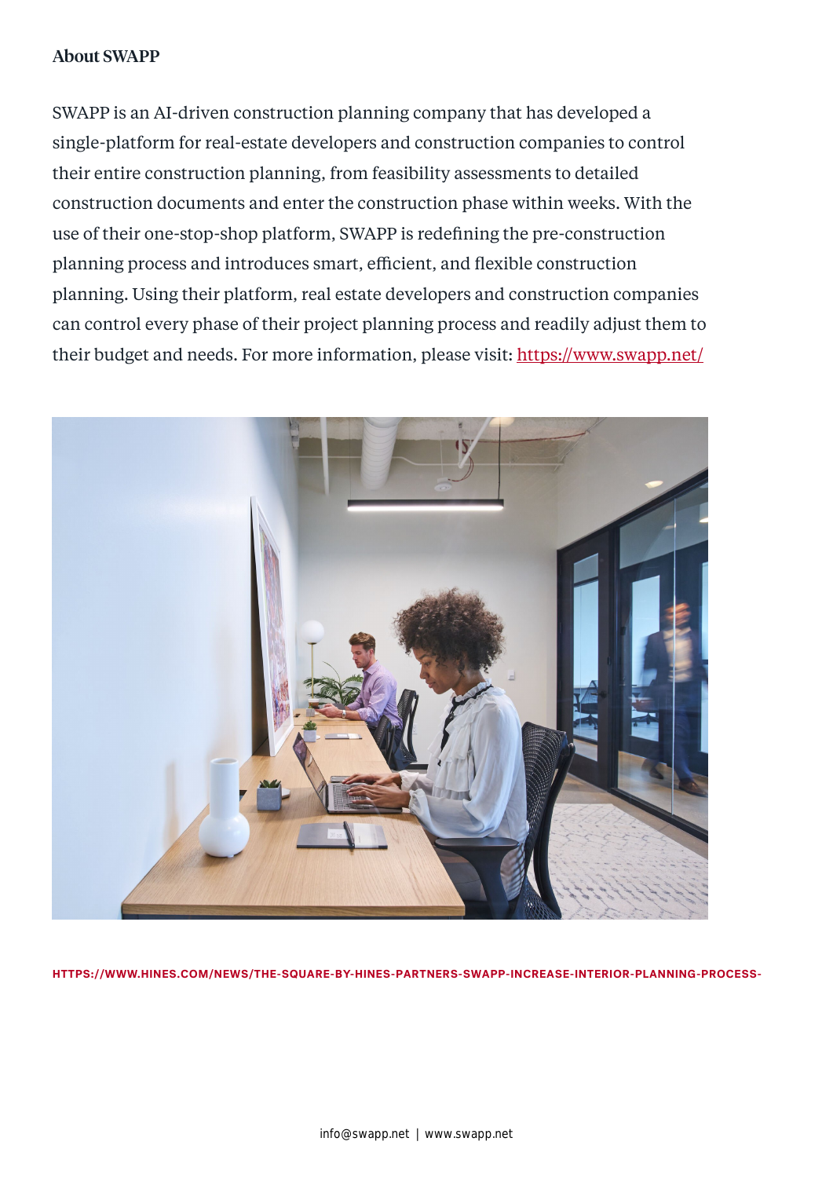### About SWAPP

SWAPP is an AI-driven construction planning company that has developed a single-platform for real-estate developers and construction companies to control their entire construction planning, from feasibility assessments to detailed construction documents and enter the construction phase within weeks. With the use of their one-stop-shop platform, SWAPP is redefining the pre-construction planning process and introduces smart, efficient, and flexible construction planning. Using their platform, real estate developers and construction companies can control every phase of their project planning process and readily adjust them to their budget and needs. For more information, please visit: https://www.swapp.net/

HTTPS://WWW.HINES.COM/NEWS/THE-SQUARE-BY-HINES-PARTNERS-SWAPP-INCREASE-INTERIOR-PLANNING-PROCESS-

info@swapp.net | www.swapp.net